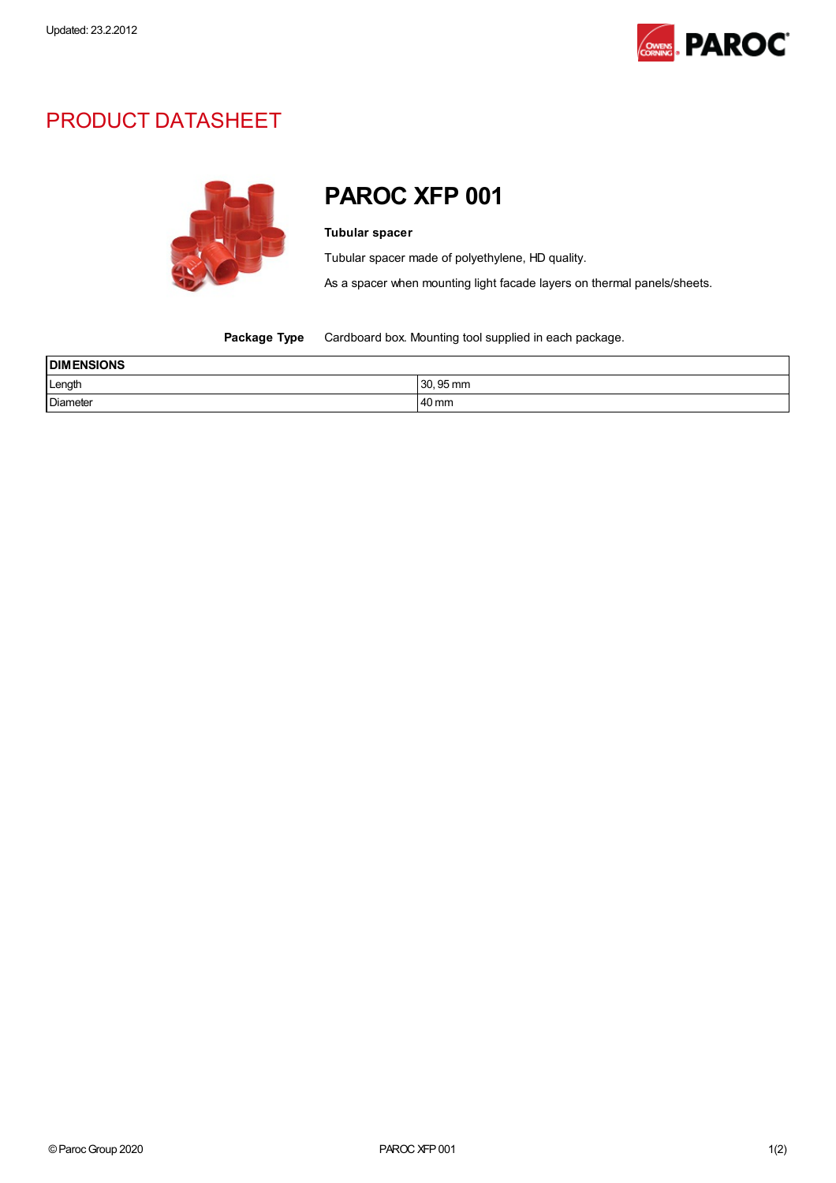Updated: 23.2.2012

# PRODUCT DATASHEET

## PAROC XFP 001

**Tubular spacer**

Tubular spacer made of polyethylene, HD quality.

As a spacer when mounting light facade layers on thermal panels/sheets.

**Package Type** Cardboard box. Mounting tool supplied in each package.

| DIMENSIONS | |
|---|---|
| Length | 30, 95 mm |
| Diameter | 40 mm |

© Paroc Group 2020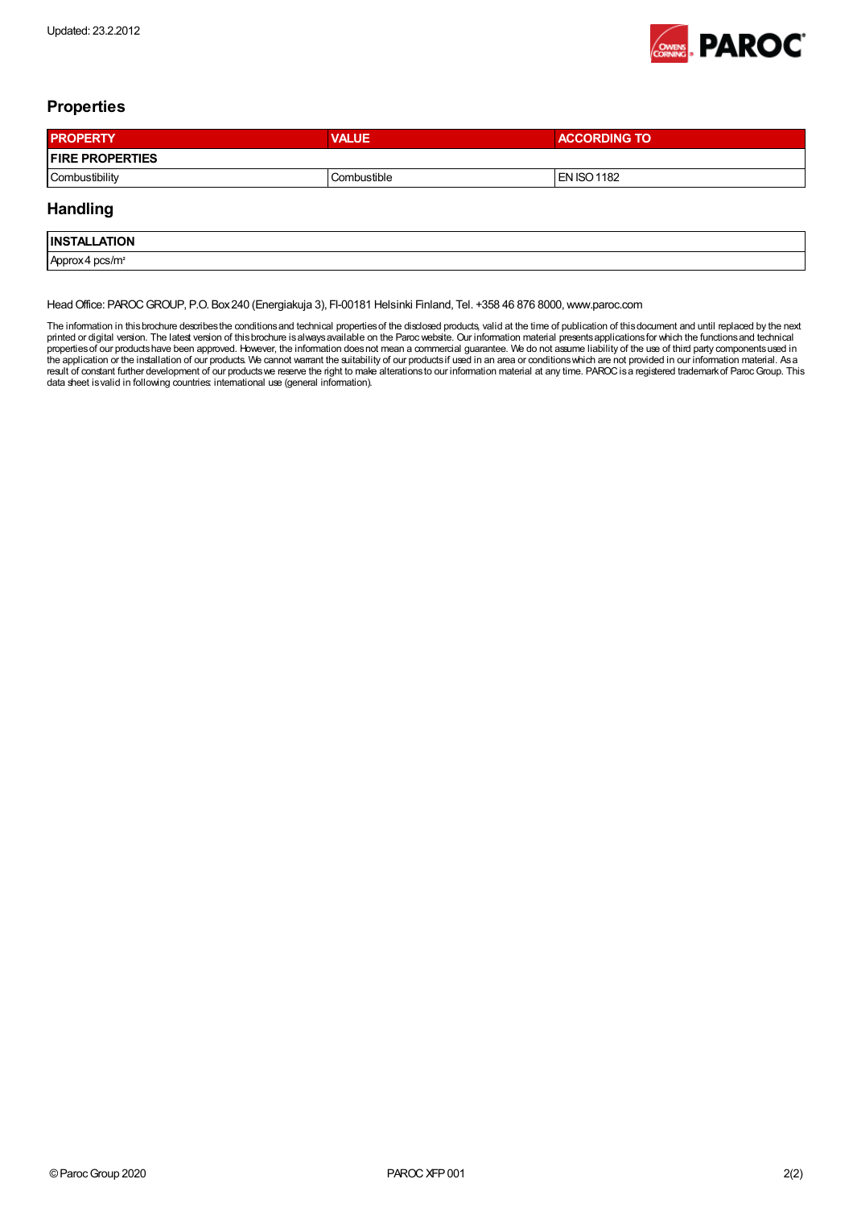Updated: 23.2.2012

## Properties

| PROPERTY | VALUE | ACCORDING TO |
|---|---|---|
| **FIRE PROPERTIES** | | |
| Combustibility | Combustible | EN ISO 1182 |

## Handling

| INSTALLATION |
|---|
| Approx 4 pcs/m² |

Head Office: PAROC GROUP, P.O. Box 240 (Energiakuja 3), FI-00181 Helsinki Finland, Tel. +358 46 876 8000, www.paroc.com

The information in this brochure describes the conditions and technical properties of the disclosed products, valid at the time of publication of this document and until replaced by the next printed or digital version. The latest version of this brochure is always available on the Paroc website. Our information material presents applications for which the functions and technical properties of our products have been approved. However, the information does not mean a commercial guarantee. We do not assume liability of the use of third party components used in the application or the installation of our products. We cannot warrant the suitability of our products if used in an area or conditions which are not provided in our information material. As a result of constant further development of our products we reserve the right to make alterations to our information material at any time. PAROC is a registered trademark of Paroc Group. This data sheet is valid in following countries: international use (general information).

© Paroc Group 2020 PAROC XFP 001